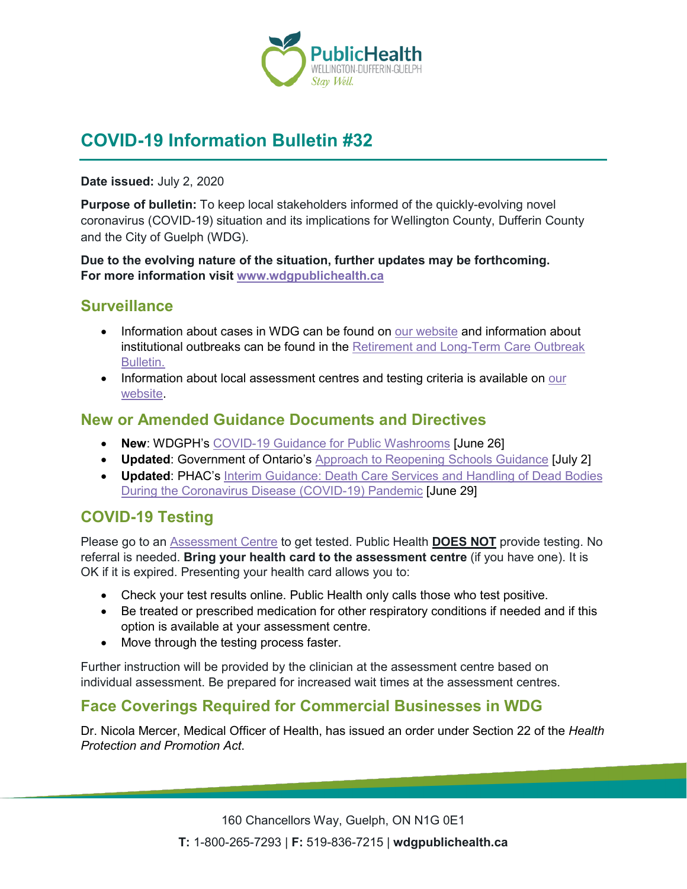# COVID-19 Information Bulletin #32

**Date issued:** July 2, 2020

**Purpose of bulletin:** To keep local stakeholders informed of the quickly-evolving novel coronavirus (COVID-19) situation and its implications for Wellington County, Dufferin County and the City of Guelph (WDG).

**Due to the evolving nature of the situation, further updates may be forthcoming. For more information visit [www.wdgpublichealth.ca](www.wdgpublichealth.ca)**

## Surveillance

- Information about cases in WDG can be found on our website and information about institutional outbreaks can be found in the Retirement and Long-Term Care Outbreak Bulletin.
- Information about local assessment centres and testing criteria is available on our website.

## New or Amended Guidance Documents and Directives

- **New**: WDGPH's COVID-19 Guidance for Public Washrooms [June 26]
- **Updated**: Government of Ontario's Approach to Reopening Schools Guidance [July 2]
- **Updated**: PHAC's Interim Guidance: Death Care Services and Handling of Dead Bodies During the Coronavirus Disease (COVID-19) Pandemic [June 29]

## COVID-19 Testing

Please go to an Assessment Centre to get tested. Public Health **DOES NOT** provide testing. No referral is needed. **Bring your health card to the assessment centre** (if you have one). It is OK if it is expired. Presenting your health card allows you to:

- Check your test results online. Public Health only calls those who test positive.
- Be treated or prescribed medication for other respiratory conditions if needed and if this option is available at your assessment centre.
- Move through the testing process faster.

Further instruction will be provided by the clinician at the assessment centre based on individual assessment. Be prepared for increased wait times at the assessment centres.

## Face Coverings Required for Commercial Businesses in WDG

Dr. Nicola Mercer, Medical Officer of Health, has issued an order under Section 22 of the *Health Protection and Promotion Act*.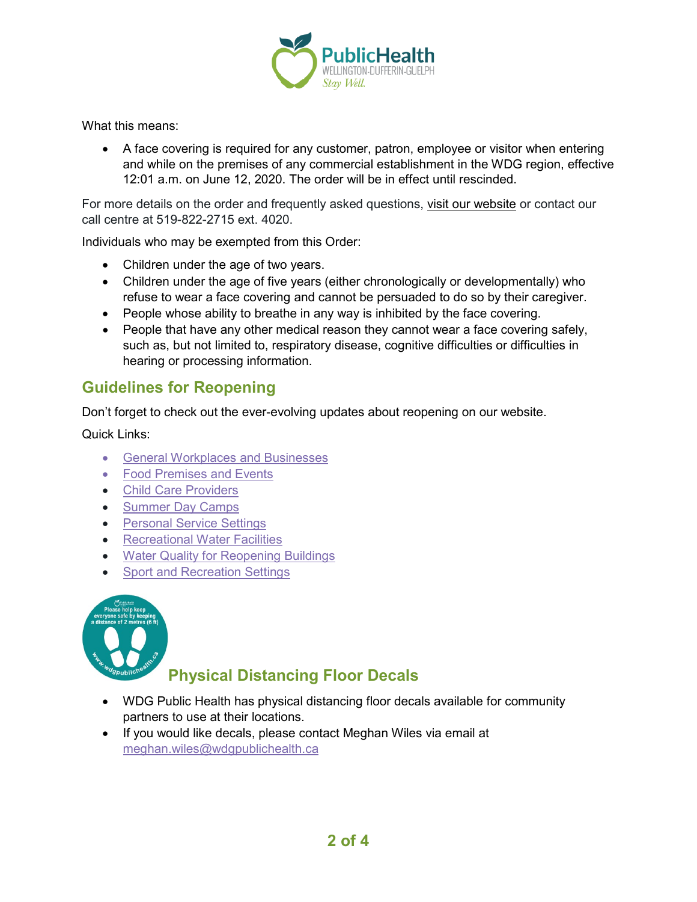What this means:

- A face covering is required for any customer, patron, employee or visitor when entering and while on the premises of any commercial establishment in the WDG region, effective 12:01 a.m. on June 12, 2020. The order will be in effect until rescinded.

For more details on the order and frequently asked questions, visit our website or contact our call centre at 519-822-2715 ext. 4020.

Individuals who may be exempted from this Order:

- Children under the age of two years.
- Children under the age of five years (either chronologically or developmentally) who refuse to wear a face covering and cannot be persuaded to do so by their caregiver.
- People whose ability to breathe in any way is inhibited by the face covering.
- People that have any other medical reason they cannot wear a face covering safely, such as, but not limited to, respiratory disease, cognitive difficulties or difficulties in hearing or processing information.

## Guidelines for Reopening

Don't forget to check out the ever-evolving updates about reopening on our website.

Quick Links:

- General Workplaces and Businesses
- Food Premises and Events
- Child Care Providers
- Summer Day Camps
- Personal Service Settings
- Recreational Water Facilities
- Water Quality for Reopening Buildings
- Sport and Recreation Settings

## Physical Distancing Floor Decals

- WDG Public Health has physical distancing floor decals available for community partners to use at their locations.
- If you would like decals, please contact Meghan Wiles via email at meghan.wiles@wdgpublichealth.ca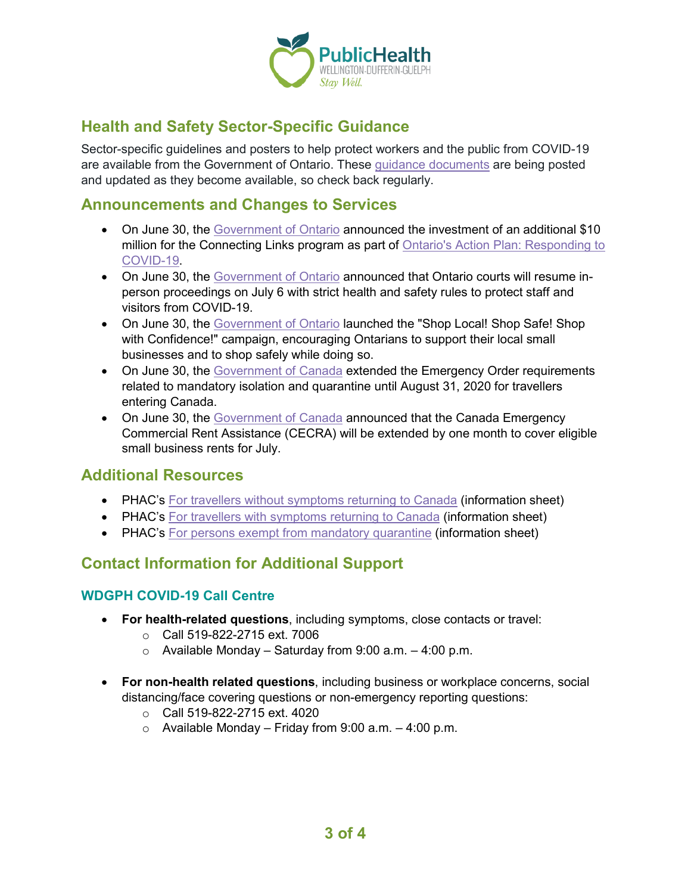## Health and Safety Sector-Specific Guidance

Sector-specific guidelines and posters to help protect workers and the public from COVID-19 are available from the Government of Ontario. These guidance documents are being posted and updated as they become available, so check back regularly.

## Announcements and Changes to Services

- On June 30, the Government of Ontario announced the investment of an additional $10 million for the Connecting Links program as part of Ontario's Action Plan: Responding to COVID-19.
- On June 30, the Government of Ontario announced that Ontario courts will resume in-person proceedings on July 6 with strict health and safety rules to protect staff and visitors from COVID-19.
- On June 30, the Government of Ontario launched the "Shop Local! Shop Safe! Shop with Confidence!" campaign, encouraging Ontarians to support their local small businesses and to shop safely while doing so.
- On June 30, the Government of Canada extended the Emergency Order requirements related to mandatory isolation and quarantine until August 31, 2020 for travellers entering Canada.
- On June 30, the Government of Canada announced that the Canada Emergency Commercial Rent Assistance (CECRA) will be extended by one month to cover eligible small business rents for July.

## Additional Resources

- PHAC's For travellers without symptoms returning to Canada (information sheet)
- PHAC's For travellers with symptoms returning to Canada (information sheet)
- PHAC's For persons exempt from mandatory quarantine (information sheet)

## Contact Information for Additional Support

### WDGPH COVID-19 Call Centre

- **For health-related questions**, including symptoms, close contacts or travel:
    - Call 519-822-2715 ext. 7006
    - Available Monday – Saturday from 9:00 a.m. – 4:00 p.m.

- **For non-health related questions**, including business or workplace concerns, social distancing/face covering questions or non-emergency reporting questions:
    - Call 519-822-2715 ext. 4020
    - Available Monday – Friday from 9:00 a.m. – 4:00 p.m.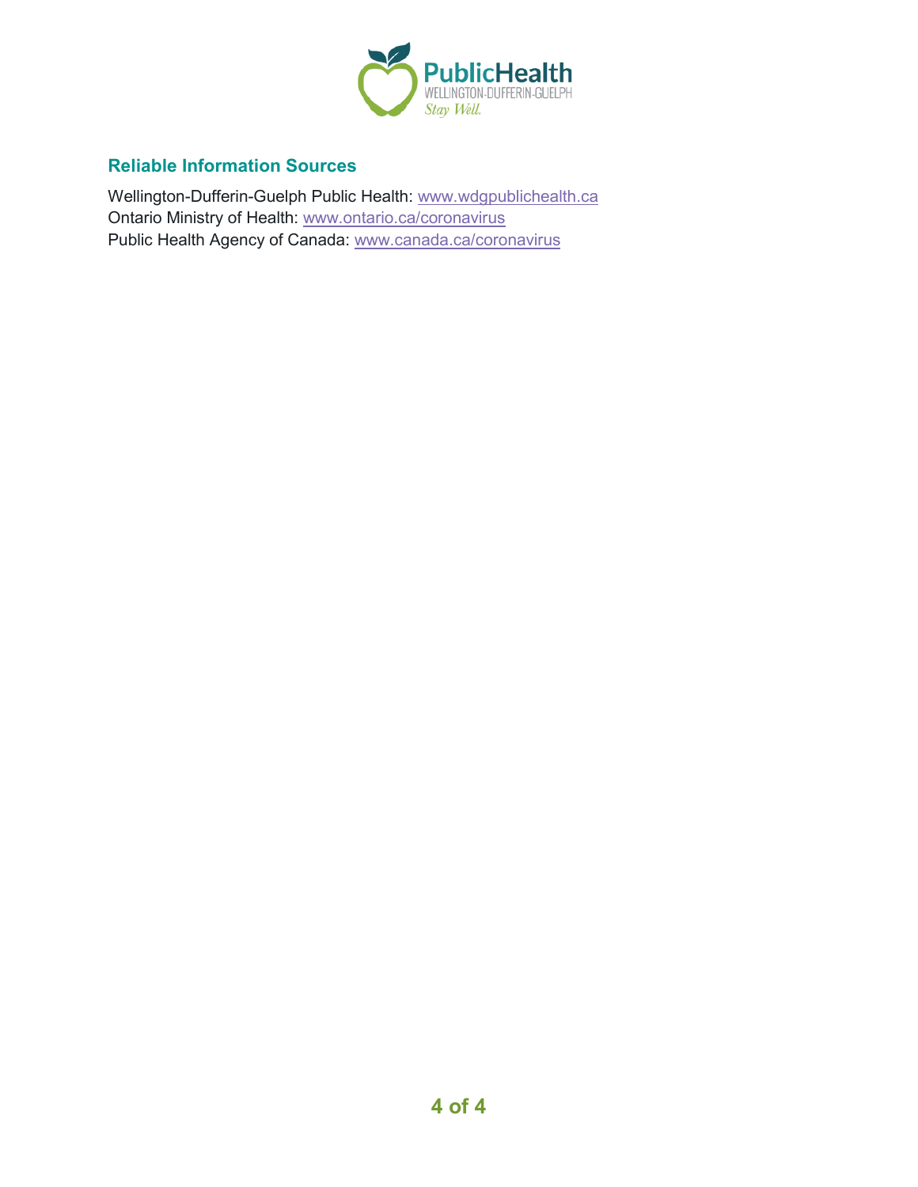## Reliable Information Sources

Wellington-Dufferin-Guelph Public Health: [www.wdgpublichealth.ca](http://www.wdgpublichealth.ca)
Ontario Ministry of Health: [www.ontario.ca/coronavirus](http://www.ontario.ca/coronavirus)
Public Health Agency of Canada: [www.canada.ca/coronavirus](http://www.canada.ca/coronavirus)